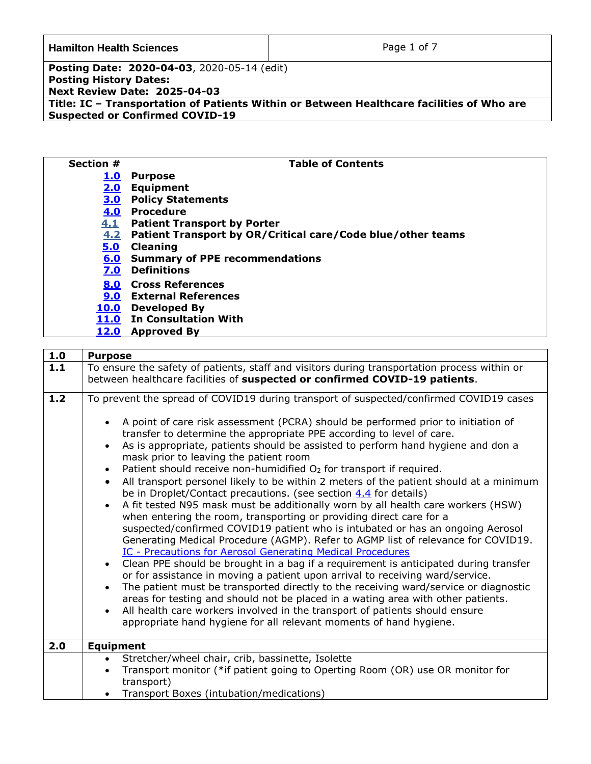| Hamilton Health Sciences | |
|---|---|

**Posting Date: 2020-04-03**, 2020-05-14 (edit)
**Posting History Dates:**
**Next Review Date: 2025-04-03**

**Title: IC – Transportation of Patients Within or Between Healthcare facilities of Who are Suspected or Confirmed COVID-19**

| Section # | Table of Contents |
|---|---|
| 1.0 | **Purpose** |
| 2.0 | **Equipment** |
| 3.0 | **Policy Statements** |
| 4.0 | **Procedure** |
| 4.1 | **Patient Transport by Porter** |
| 4.2 | **Patient Transport by OR/Critical care/Code blue/other teams** |
| 5.0 | **Cleaning** |
| 6.0 | **Summary of PPE recommendations** |
| 7.0 | **Definitions** |
| 8.0 | **Cross References** |
| 9.0 | **External References** |
| 10.0 | **Developed By** |
| 11.0 | **In Consultation With** |
| 12.0 | **Approved By** |

## 1.0 Purpose

**1.1** To ensure the safety of patients, staff and visitors during transportation process within or between healthcare facilities of **suspected or confirmed COVID-19 patients**.

**1.2** To prevent the spread of COVID19 during transport of suspected/confirmed COVID19 cases

- A point of care risk assessment (PCRA) should be performed prior to initiation of transfer to determine the appropriate PPE according to level of care.
- As is appropriate, patients should be assisted to perform hand hygiene and don a mask prior to leaving the patient room
- Patient should receive non-humidified $O_2$ for transport if required.
- All transport personel likely to be within 2 meters of the patient should at a minimum be in Droplet/Contact precautions. (see section 4.4 for details)
- A fit tested N95 mask must be additionally worn by all health care workers (HSW) when entering the room, transporting or providing direct care for a suspected/confirmed COVID19 patient who is intubated or has an ongoing Aerosol Generating Medical Procedure (AGMP). Refer to AGMP list of relevance for COVID19. IC - Precautions for Aerosol Generating Medical Procedures
- Clean PPE should be brought in a bag if a requirement is anticipated during transfer or for assistance in moving a patient upon arrival to receiving ward/service.
- The patient must be transported directly to the receiving ward/service or diagnostic areas for testing and should not be placed in a wating area with other patients.
- All health care workers involved in the transport of patients should ensure appropriate hand hygiene for all relevant moments of hand hygiene.

## 2.0 Equipment

- Stretcher/wheel chair, crib, bassinette, Isolette
- Transport monitor (*if patient going to Operting Room (OR) use OR monitor for transport)
- Transport Boxes (intubation/medications)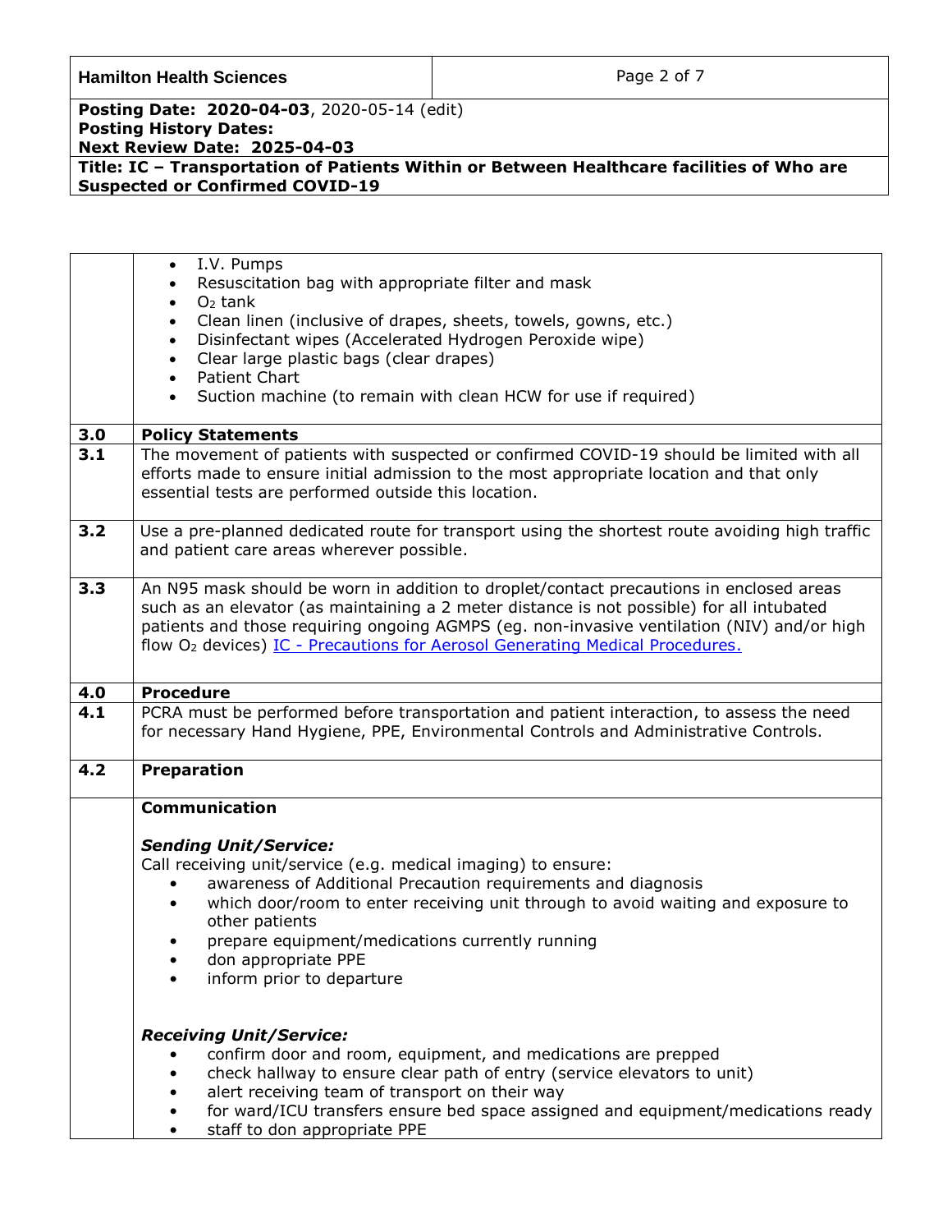- I.V. Pumps
- Resuscitation bag with appropriate filter and mask
- $O_2$ tank
- Clean linen (inclusive of drapes, sheets, towels, gowns, etc.)
- Disinfectant wipes (Accelerated Hydrogen Peroxide wipe)
- Clear large plastic bags (clear drapes)
- Patient Chart
- Suction machine (to remain with clean HCW for use if required)

## 3.0 Policy Statements

**3.1** The movement of patients with suspected or confirmed COVID-19 should be limited with all efforts made to ensure initial admission to the most appropriate location and that only essential tests are performed outside this location.

**3.2** Use a pre-planned dedicated route for transport using the shortest route avoiding high traffic and patient care areas wherever possible.

**3.3** An N95 mask should be worn in addition to droplet/contact precautions in enclosed areas such as an elevator (as maintaining a 2 meter distance is not possible) for all intubated patients and those requiring ongoing AGMPS (eg. non-invasive ventilation (NIV) and/or high flow $O_2$ devices) [IC - Precautions for Aerosol Generating Medical Procedures.]

## 4.0 Procedure

**4.1** PCRA must be performed before transportation and patient interaction, to assess the need for necessary Hand Hygiene, PPE, Environmental Controls and Administrative Controls.

### 4.2 Preparation

**Communication**

***Sending Unit/Service:***

Call receiving unit/service (e.g. medical imaging) to ensure:

- awareness of Additional Precaution requirements and diagnosis
- which door/room to enter receiving unit through to avoid waiting and exposure to other patients
- prepare equipment/medications currently running
- don appropriate PPE
- inform prior to departure

***Receiving Unit/Service:***

- confirm door and room, equipment, and medications are prepped
- check hallway to ensure clear path of entry (service elevators to unit)
- alert receiving team of transport on their way
- for ward/ICU transfers ensure bed space assigned and equipment/medications ready
- staff to don appropriate PPE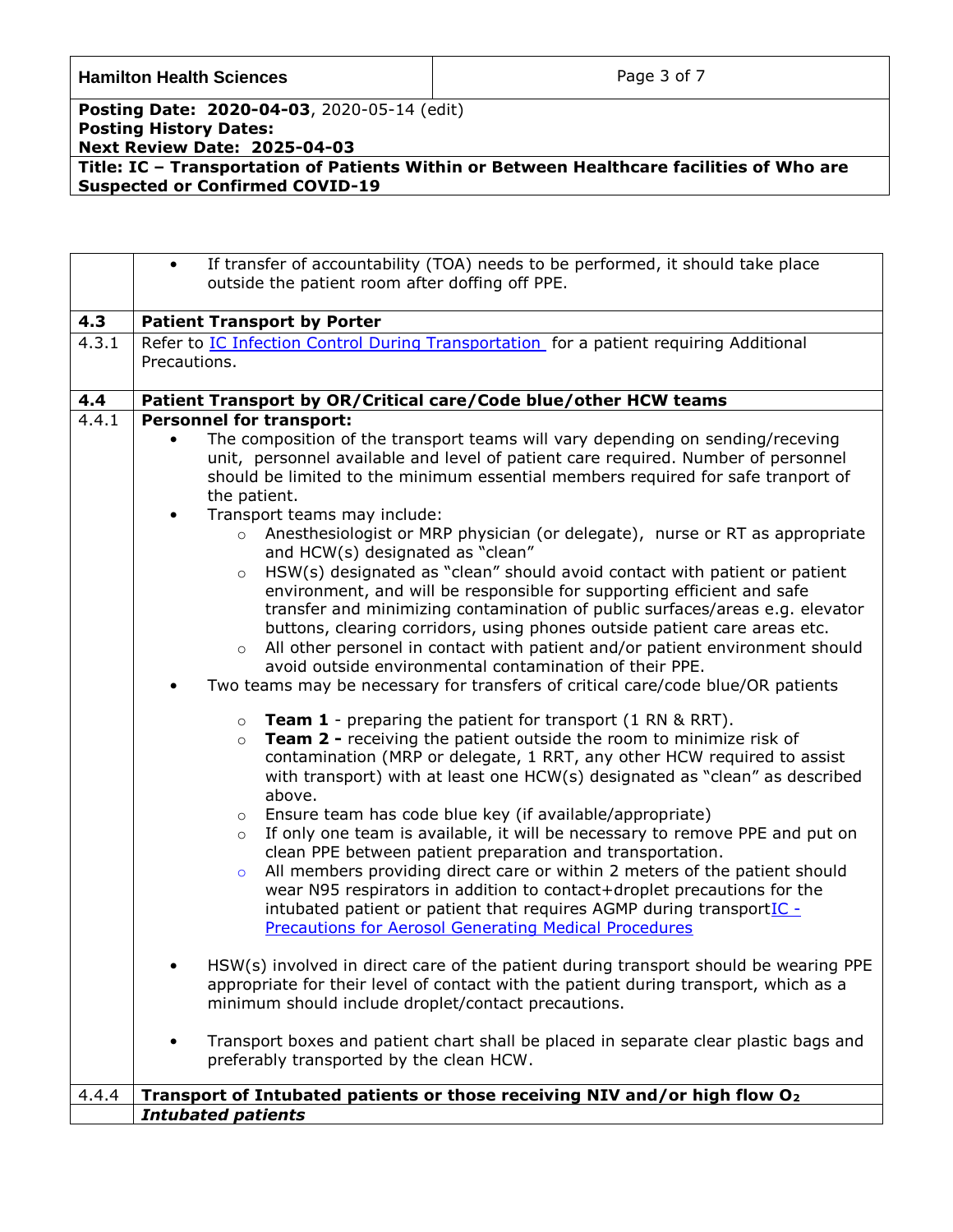| | |
|---|---|
| | • If transfer of accountability (TOA) needs to be performed, it should take place outside the patient room after doffing off PPE. |
| **4.3** | **Patient Transport by Porter** |
| 4.3.1 | Refer to [IC Infection Control During Transportation](#) for a patient requiring Additional Precautions. |
| **4.4** | **Patient Transport by OR/Critical care/Code blue/other HCW teams** |
| 4.4.1 | **Personnel for transport:**<br>• The composition of the transport teams will vary depending on sending/receving unit, personnel available and level of patient care required. Number of personnel should be limited to the minimum essential members required for safe tranport of the patient.<br>• Transport teams may include:<br>  ○ Anesthesiologist or MRP physician (or delegate), nurse or RT as appropriate and HCW(s) designated as "clean"<br>  ○ HSW(s) designated as "clean" should avoid contact with patient or patient environment, and will be responsible for supporting efficient and safe transfer and minimizing contamination of public surfaces/areas e.g. elevator buttons, clearing corridors, using phones outside patient care areas etc.<br>  ○ All other personel in contact with patient and/or patient environment should avoid outside environmental contamination of their PPE.<br>• Two teams may be necessary for transfers of critical care/code blue/OR patients<br>  ○ **Team 1** - preparing the patient for transport (1 RN & RRT).<br>  ○ **Team 2 -** receiving the patient outside the room to minimize risk of contamination (MRP or delegate, 1 RRT, any other HCW required to assist with transport) with at least one HCW(s) designated as "clean" as described above.<br>  ○ Ensure team has code blue key (if available/appropriate)<br>  ○ If only one team is available, it will be necessary to remove PPE and put on clean PPE between patient preparation and transportation.<br>  ○ All members providing direct care or within 2 meters of the patient should wear N95 respirators in addition to contact+droplet precautions for the intubated patient or patient that requires AGMP during transport[IC - Precautions for Aerosol Generating Medical Procedures](#)<br>• HSW(s) involved in direct care of the patient during transport should be wearing PPE appropriate for their level of contact with the patient during transport, which as a minimum should include droplet/contact precautions.<br>• Transport boxes and patient chart shall be placed in separate clear plastic bags and preferably transported by the clean HCW. |
| 4.4.4 | **Transport of Intubated patients or those receiving NIV and/or high flow $O_2$** |
| | ***Intubated patients*** |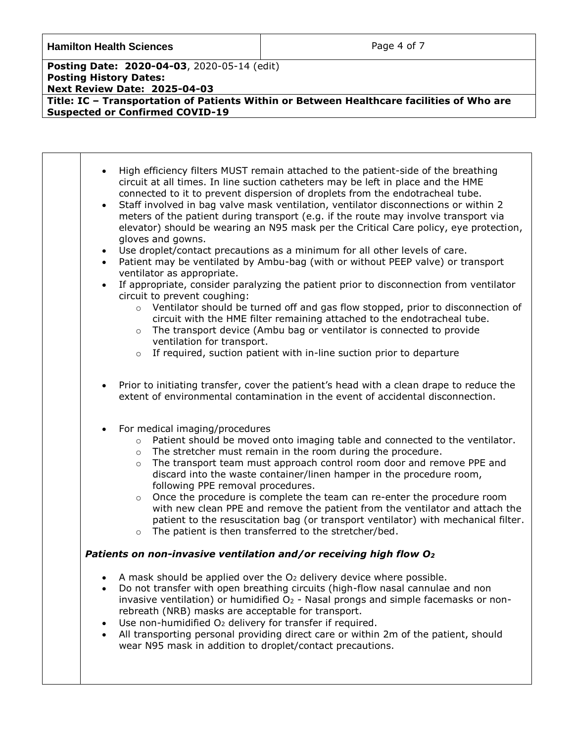- High efficiency filters MUST remain attached to the patient-side of the breathing circuit at all times. In line suction catheters may be left in place and the HME connected to it to prevent dispersion of droplets from the endotracheal tube.
- Staff involved in bag valve mask ventilation, ventilator disconnections or within 2 meters of the patient during transport (e.g. if the route may involve transport via elevator) should be wearing an N95 mask per the Critical Care policy, eye protection, gloves and gowns.
- Use droplet/contact precautions as a minimum for all other levels of care.
- Patient may be ventilated by Ambu-bag (with or without PEEP valve) or transport ventilator as appropriate.
- If appropriate, consider paralyzing the patient prior to disconnection from ventilator circuit to prevent coughing:
  - Ventilator should be turned off and gas flow stopped, prior to disconnection of circuit with the HME filter remaining attached to the endotracheal tube.
  - The transport device (Ambu bag or ventilator is connected to provide ventilation for transport.
  - If required, suction patient with in-line suction prior to departure

- Prior to initiating transfer, cover the patient's head with a clean drape to reduce the extent of environmental contamination in the event of accidental disconnection.

- For medical imaging/procedures
  - Patient should be moved onto imaging table and connected to the ventilator.
  - The stretcher must remain in the room during the procedure.
  - The transport team must approach control room door and remove PPE and discard into the waste container/linen hamper in the procedure room, following PPE removal procedures.
  - Once the procedure is complete the team can re-enter the procedure room with new clean PPE and remove the patient from the ventilator and attach the patient to the resuscitation bag (or transport ventilator) with mechanical filter.
  - The patient is then transferred to the stretcher/bed.

***Patients on non-invasive ventilation and/or receiving high flow $O_2$***

- A mask should be applied over the $O_2$ delivery device where possible.
- Do not transfer with open breathing circuits (high-flow nasal cannulae and non invasive ventilation) or humidified $O_2$ - Nasal prongs and simple facemasks or non-rebreath (NRB) masks are acceptable for transport.
- Use non-humidified $O_2$ delivery for transfer if required.
- All transporting personal providing direct care or within 2m of the patient, should wear N95 mask in addition to droplet/contact precautions.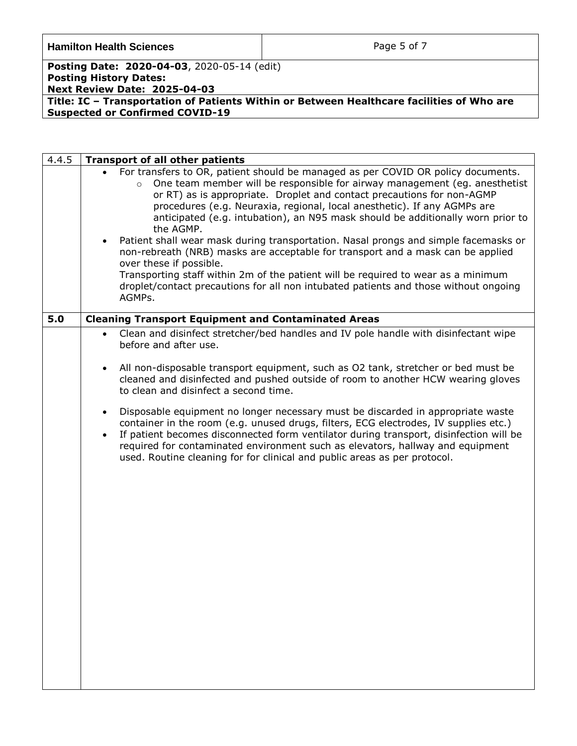| 4.4.5 | **Transport of all other patients** |
|---|---|
| | • For transfers to OR, patient should be managed as per COVID OR policy documents.<br>  ○ One team member will be responsible for airway management (eg. anesthetist or RT) as is appropriate. Droplet and contact precautions for non-AGMP procedures (e.g. Neuraxia, regional, local anesthetic). If any AGMPs are anticipated (e.g. intubation), an N95 mask should be additionally worn prior to the AGMP.<br>• Patient shall wear mask during transportation. Nasal prongs and simple facemasks or non-rebreath (NRB) masks are acceptable for transport and a mask can be applied over these if possible.<br>Transporting staff within 2m of the patient will be required to wear as a minimum droplet/contact precautions for all non intubated patients and those without ongoing AGMPs. |
| **5.0** | **Cleaning Transport Equipment and Contaminated Areas** |
| | • Clean and disinfect stretcher/bed handles and IV pole handle with disinfectant wipe before and after use.<br><br>• All non-disposable transport equipment, such as O2 tank, stretcher or bed must be cleaned and disinfected and pushed outside of room to another HCW wearing gloves to clean and disinfect a second time.<br><br>• Disposable equipment no longer necessary must be discarded in appropriate waste container in the room (e.g. unused drugs, filters, ECG electrodes, IV supplies etc.)<br>• If patient becomes disconnected form ventilator during transport, disinfection will be required for contaminated environment such as elevators, hallway and equipment used. Routine cleaning for for clinical and public areas as per protocol. |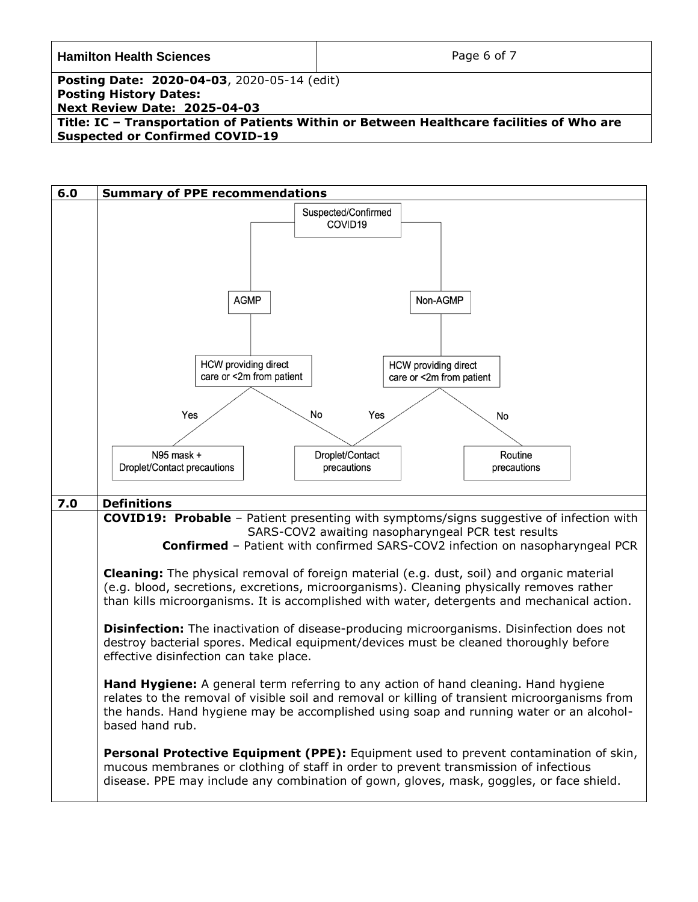| Hamilton Health Sciences | |
|---|---|
| **Posting Date: 2020-04-03**, 2020-05-14 (edit)<br>**Posting History Dates:**<br>**Next Review Date: 2025-04-03** | |
| **Title: IC – Transportation of Patients Within or Between Healthcare facilities of Who are Suspected or Confirmed COVID-19** | |

## 6.0 Summary of PPE recommendations

Suspected/Confirmed COVID19

- **AGMP**
  - HCW providing direct care or <2m from patient
    - Yes → N95 mask + Droplet/Contact precautions
    - No → Droplet/Contact precautions
- **Non-AGMP**
  - HCW providing direct care or <2m from patient
    - Yes → Droplet/Contact precautions
    - No → Routine precautions

## 7.0 Definitions

**COVID19: Probable** – Patient presenting with symptoms/signs suggestive of infection with SARS-COV2 awaiting nasopharyngeal PCR test results

**Confirmed** – Patient with confirmed SARS-COV2 infection on nasopharyngeal PCR

**Cleaning:** The physical removal of foreign material (e.g. dust, soil) and organic material (e.g. blood, secretions, excretions, microorganisms). Cleaning physically removes rather than kills microorganisms. It is accomplished with water, detergents and mechanical action.

**Disinfection:** The inactivation of disease-producing microorganisms. Disinfection does not destroy bacterial spores. Medical equipment/devices must be cleaned thoroughly before effective disinfection can take place.

**Hand Hygiene:** A general term referring to any action of hand cleaning. Hand hygiene relates to the removal of visible soil and removal or killing of transient microorganisms from the hands. Hand hygiene may be accomplished using soap and running water or an alcohol-based hand rub.

**Personal Protective Equipment (PPE):** Equipment used to prevent contamination of skin, mucous membranes or clothing of staff in order to prevent transmission of infectious disease. PPE may include any combination of gown, gloves, mask, goggles, or face shield.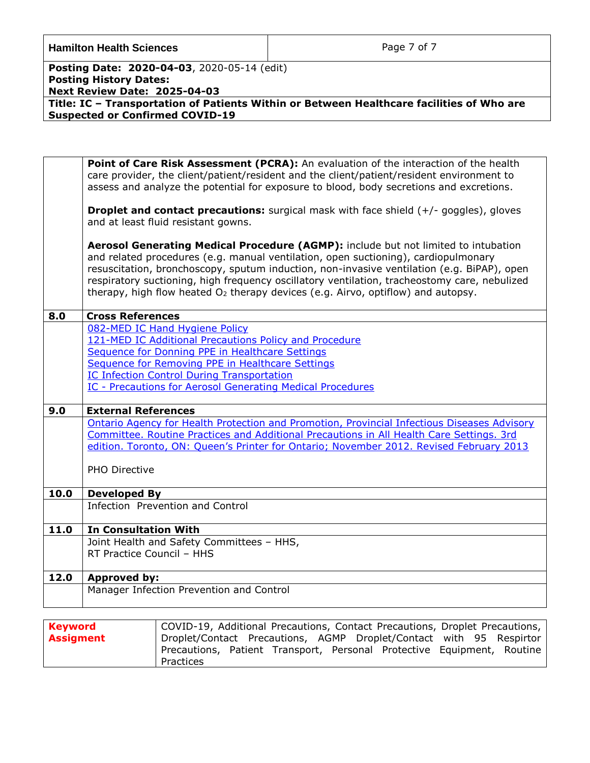**Point of Care Risk Assessment (PCRA):** An evaluation of the interaction of the health care provider, the client/patient/resident and the client/patient/resident environment to assess and analyze the potential for exposure to blood, body secretions and excretions.

**Droplet and contact precautions:** surgical mask with face shield (+/- goggles), gloves and at least fluid resistant gowns.

**Aerosol Generating Medical Procedure (AGMP):** include but not limited to intubation and related procedures (e.g. manual ventilation, open suctioning), cardiopulmonary resuscitation, bronchoscopy, sputum induction, non-invasive ventilation (e.g. BiPAP), open respiratory suctioning, high frequency oscillatory ventilation, tracheostomy care, nebulized therapy, high flow heated $O_2$ therapy devices (e.g. Airvo, optiflow) and autopsy.

## 8.0 Cross References

082-MED IC Hand Hygiene Policy
121-MED IC Additional Precautions Policy and Procedure
Sequence for Donning PPE in Healthcare Settings
Sequence for Removing PPE in Healthcare Settings
IC Infection Control During Transportation
IC - Precautions for Aerosol Generating Medical Procedures

## 9.0 External References

Ontario Agency for Health Protection and Promotion, Provincial Infectious Diseases Advisory Committee. Routine Practices and Additional Precautions in All Health Care Settings. 3rd edition. Toronto, ON: Queen's Printer for Ontario; November 2012. Revised February 2013

PHO Directive

## 10.0 Developed By

Infection Prevention and Control

## 11.0 In Consultation With

Joint Health and Safety Committees – HHS,
RT Practice Council – HHS

## 12.0 Approved by:

Manager Infection Prevention and Control

| | |
|---|---|
| **Keyword Assigment** | COVID-19, Additional Precautions, Contact Precautions, Droplet Precautions, Droplet/Contact Precautions, AGMP Droplet/Contact with 95 Respirtor Precautions, Patient Transport, Personal Protective Equipment, Routine Practices |